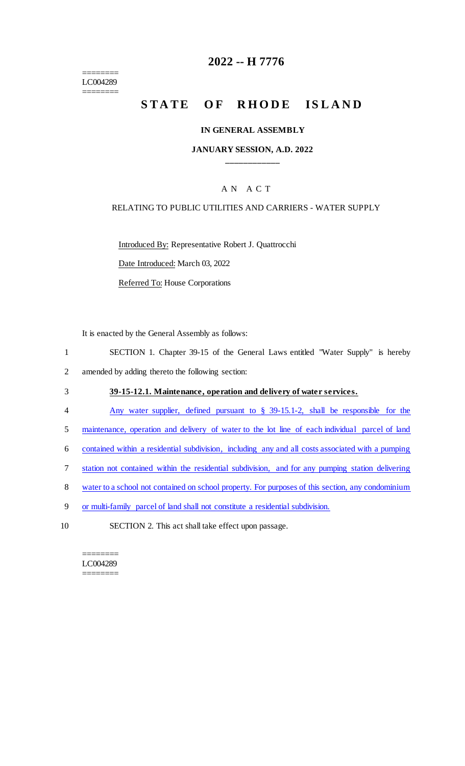========
LC004289
========

# 2022 -- H 7776

## STATE OF RHODE ISLAND

### IN GENERAL ASSEMBLY

### JANUARY SESSION, A.D. 2022

A N A C T

RELATING TO PUBLIC UTILITIES AND CARRIERS - WATER SUPPLY

Introduced By: Representative Robert J. Quattrocchi

Date Introduced: March 03, 2022

Referred To: House Corporations

It is enacted by the General Assembly as follows:

1 SECTION 1. Chapter 39-15 of the General Laws entitled "Water Supply" is hereby
2 amended by adding thereto the following section:

3 **39-15-12.1. Maintenance, operation and delivery of water services.**

4 Any water supplier, defined pursuant to § 39-15.1-2, shall be responsible for the
5 maintenance, operation and delivery of water to the lot line of each individual parcel of land
6 contained within a residential subdivision, including any and all costs associated with a pumping
7 station not contained within the residential subdivision, and for any pumping station delivering
8 water to a school not contained on school property. For purposes of this section, any condominium
9 or multi-family parcel of land shall not constitute a residential subdivision.

10 SECTION 2. This act shall take effect upon passage.

========
LC004289
========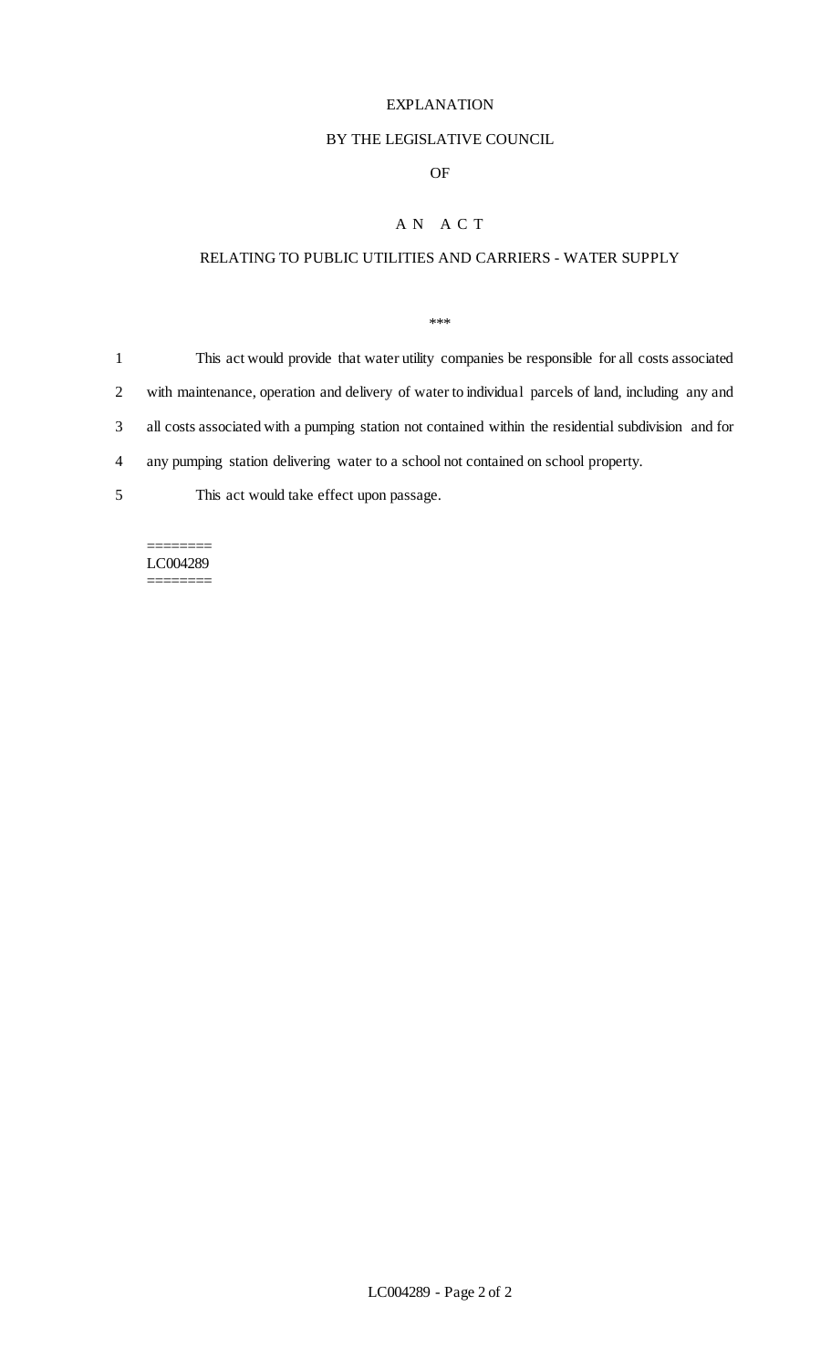EXPLANATION

BY THE LEGISLATIVE COUNCIL

OF

A N A C T

RELATING TO PUBLIC UTILITIES AND CARRIERS - WATER SUPPLY

\*\*\*

This act would provide that water utility companies be responsible for all costs associated with maintenance, operation and delivery of water to individual parcels of land, including any and all costs associated with a pumping station not contained within the residential subdivision and for any pumping station delivering water to a school not contained on school property.

This act would take effect upon passage.

========
LC004289
========